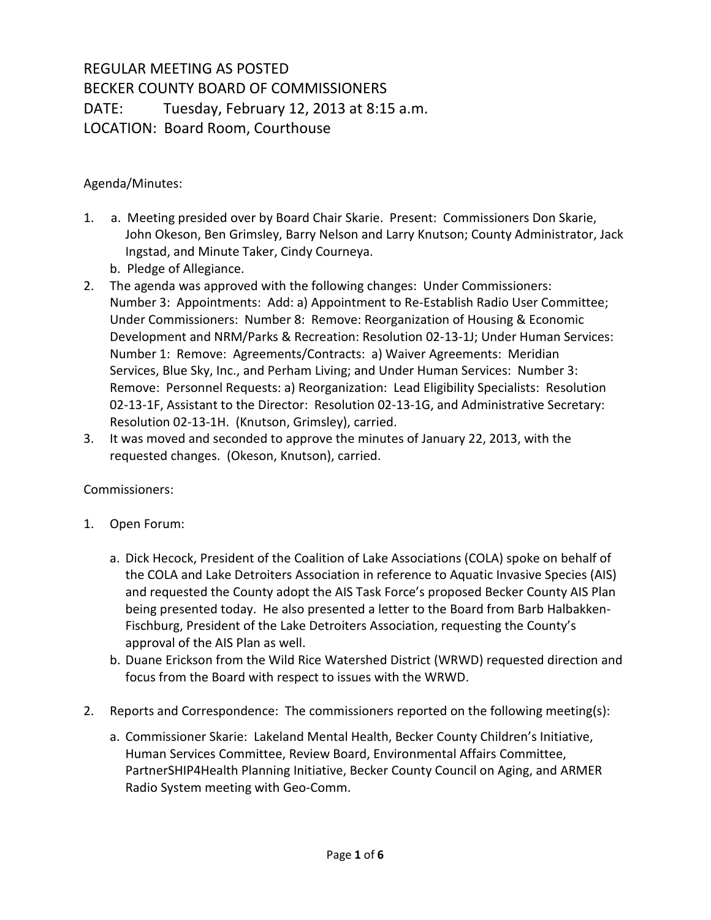# REGULAR MEETING AS POSTED
# BECKER COUNTY BOARD OF COMMISSIONERS
# DATE: Tuesday, February 12, 2013 at 8:15 a.m.
# LOCATION: Board Room, Courthouse

Agenda/Minutes:

1. a. Meeting presided over by Board Chair Skarie. Present: Commissioners Don Skarie, John Okeson, Ben Grimsley, Barry Nelson and Larry Knutson; County Administrator, Jack Ingstad, and Minute Taker, Cindy Courneya.
   b. Pledge of Allegiance.
2. The agenda was approved with the following changes: Under Commissioners: Number 3: Appointments: Add: a) Appointment to Re-Establish Radio User Committee; Under Commissioners: Number 8: Remove: Reorganization of Housing & Economic Development and NRM/Parks & Recreation: Resolution 02-13-1J; Under Human Services: Number 1: Remove: Agreements/Contracts: a) Waiver Agreements: Meridian Services, Blue Sky, Inc., and Perham Living; and Under Human Services: Number 3: Remove: Personnel Requests: a) Reorganization: Lead Eligibility Specialists: Resolution 02-13-1F, Assistant to the Director: Resolution 02-13-1G, and Administrative Secretary: Resolution 02-13-1H. (Knutson, Grimsley), carried.
3. It was moved and seconded to approve the minutes of January 22, 2013, with the requested changes. (Okeson, Knutson), carried.

Commissioners:

1. Open Forum:

   a. Dick Hecock, President of the Coalition of Lake Associations (COLA) spoke on behalf of the COLA and Lake Detroiters Association in reference to Aquatic Invasive Species (AIS) and requested the County adopt the AIS Task Force's proposed Becker County AIS Plan being presented today. He also presented a letter to the Board from Barb Halbakken-Fischburg, President of the Lake Detroiters Association, requesting the County's approval of the AIS Plan as well.
   b. Duane Erickson from the Wild Rice Watershed District (WRWD) requested direction and focus from the Board with respect to issues with the WRWD.

2. Reports and Correspondence: The commissioners reported on the following meeting(s):

   a. Commissioner Skarie: Lakeland Mental Health, Becker County Children's Initiative, Human Services Committee, Review Board, Environmental Affairs Committee, PartnerSHIP4Health Planning Initiative, Becker County Council on Aging, and ARMER Radio System meeting with Geo-Comm.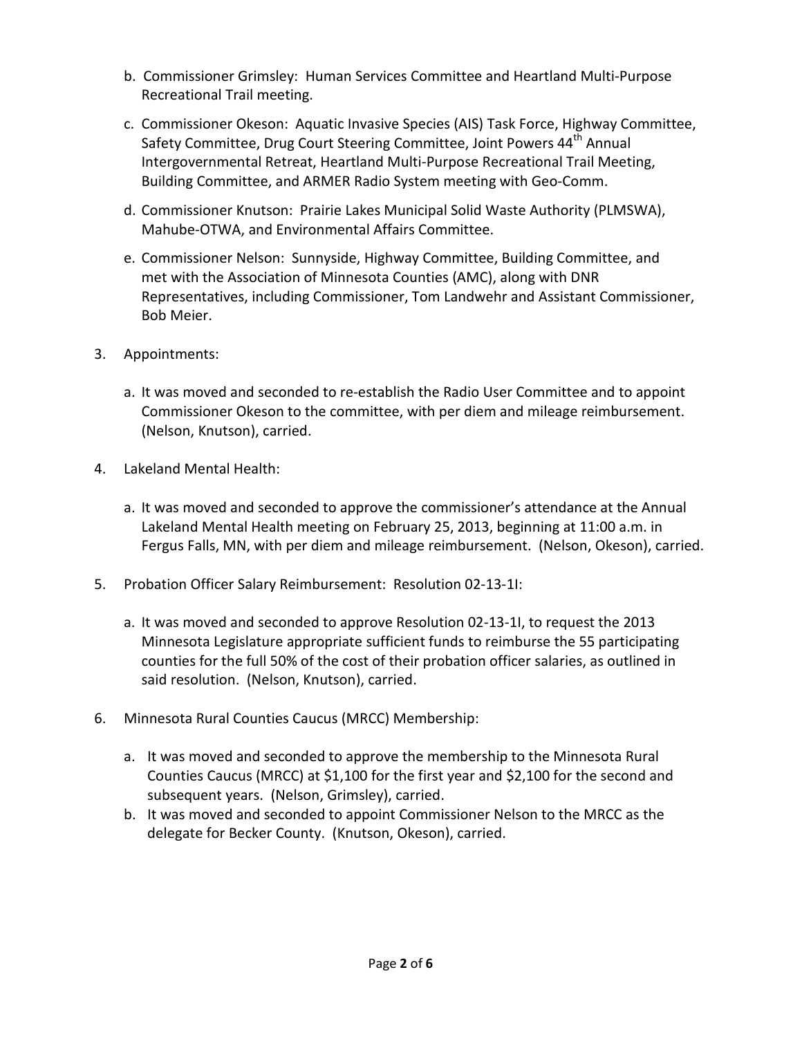b. Commissioner Grimsley: Human Services Committee and Heartland Multi-Purpose Recreational Trail meeting.

c. Commissioner Okeson: Aquatic Invasive Species (AIS) Task Force, Highway Committee, Safety Committee, Drug Court Steering Committee, Joint Powers 44th Annual Intergovernmental Retreat, Heartland Multi-Purpose Recreational Trail Meeting, Building Committee, and ARMER Radio System meeting with Geo-Comm.

d. Commissioner Knutson: Prairie Lakes Municipal Solid Waste Authority (PLMSWA), Mahube-OTWA, and Environmental Affairs Committee.

e. Commissioner Nelson: Sunnyside, Highway Committee, Building Committee, and met with the Association of Minnesota Counties (AMC), along with DNR Representatives, including Commissioner, Tom Landwehr and Assistant Commissioner, Bob Meier.

3. Appointments:

   a. It was moved and seconded to re-establish the Radio User Committee and to appoint Commissioner Okeson to the committee, with per diem and mileage reimbursement. (Nelson, Knutson), carried.

4. Lakeland Mental Health:

   a. It was moved and seconded to approve the commissioner's attendance at the Annual Lakeland Mental Health meeting on February 25, 2013, beginning at 11:00 a.m. in Fergus Falls, MN, with per diem and mileage reimbursement. (Nelson, Okeson), carried.

5. Probation Officer Salary Reimbursement: Resolution 02-13-1I:

   a. It was moved and seconded to approve Resolution 02-13-1I, to request the 2013 Minnesota Legislature appropriate sufficient funds to reimburse the 55 participating counties for the full 50% of the cost of their probation officer salaries, as outlined in said resolution. (Nelson, Knutson), carried.

6. Minnesota Rural Counties Caucus (MRCC) Membership:

   a. It was moved and seconded to approve the membership to the Minnesota Rural Counties Caucus (MRCC) at $1,100 for the first year and $2,100 for the second and subsequent years. (Nelson, Grimsley), carried.
   b. It was moved and seconded to appoint Commissioner Nelson to the MRCC as the delegate for Becker County. (Knutson, Okeson), carried.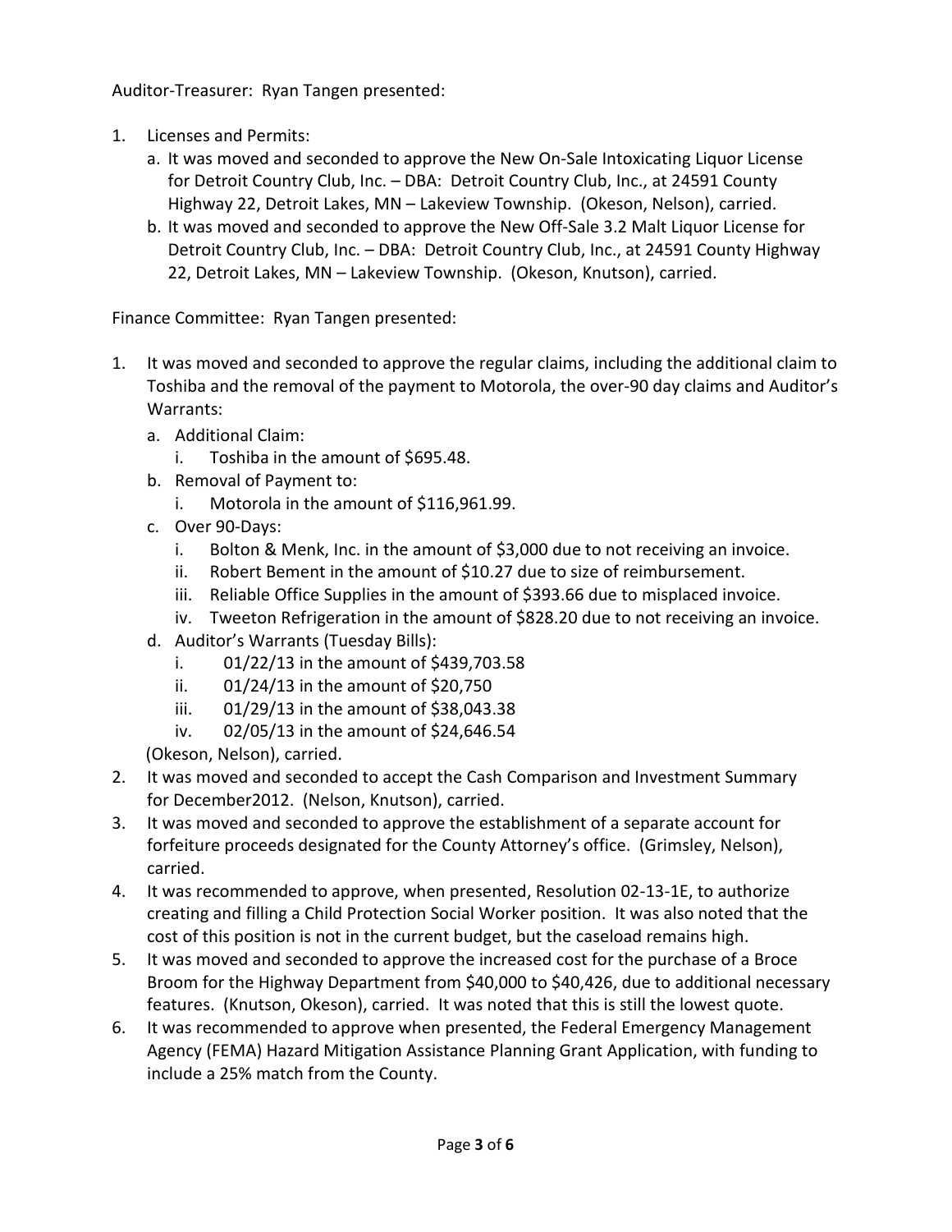Auditor-Treasurer: Ryan Tangen presented:

1. Licenses and Permits:
   a. It was moved and seconded to approve the New On-Sale Intoxicating Liquor License for Detroit Country Club, Inc. – DBA: Detroit Country Club, Inc., at 24591 County Highway 22, Detroit Lakes, MN – Lakeview Township. (Okeson, Nelson), carried.
   b. It was moved and seconded to approve the New Off-Sale 3.2 Malt Liquor License for Detroit Country Club, Inc. – DBA: Detroit Country Club, Inc., at 24591 County Highway 22, Detroit Lakes, MN – Lakeview Township. (Okeson, Knutson), carried.

Finance Committee: Ryan Tangen presented:

1. It was moved and seconded to approve the regular claims, including the additional claim to Toshiba and the removal of the payment to Motorola, the over-90 day claims and Auditor's Warrants:
   a. Additional Claim:
      i. Toshiba in the amount of $695.48.
   b. Removal of Payment to:
      i. Motorola in the amount of $116,961.99.
   c. Over 90-Days:
      i. Bolton & Menk, Inc. in the amount of $3,000 due to not receiving an invoice.
      ii. Robert Bement in the amount of $10.27 due to size of reimbursement.
      iii. Reliable Office Supplies in the amount of $393.66 due to misplaced invoice.
      iv. Tweeton Refrigeration in the amount of $828.20 due to not receiving an invoice.
   d. Auditor's Warrants (Tuesday Bills):
      i. 01/22/13 in the amount of $439,703.58
      ii. 01/24/13 in the amount of $20,750
      iii. 01/29/13 in the amount of $38,043.38
      iv. 02/05/13 in the amount of $24,646.54

   (Okeson, Nelson), carried.
2. It was moved and seconded to accept the Cash Comparison and Investment Summary for December2012. (Nelson, Knutson), carried.
3. It was moved and seconded to approve the establishment of a separate account for forfeiture proceeds designated for the County Attorney's office. (Grimsley, Nelson), carried.
4. It was recommended to approve, when presented, Resolution 02-13-1E, to authorize creating and filling a Child Protection Social Worker position. It was also noted that the cost of this position is not in the current budget, but the caseload remains high.
5. It was moved and seconded to approve the increased cost for the purchase of a Broce Broom for the Highway Department from $40,000 to $40,426, due to additional necessary features. (Knutson, Okeson), carried. It was noted that this is still the lowest quote.
6. It was recommended to approve when presented, the Federal Emergency Management Agency (FEMA) Hazard Mitigation Assistance Planning Grant Application, with funding to include a 25% match from the County.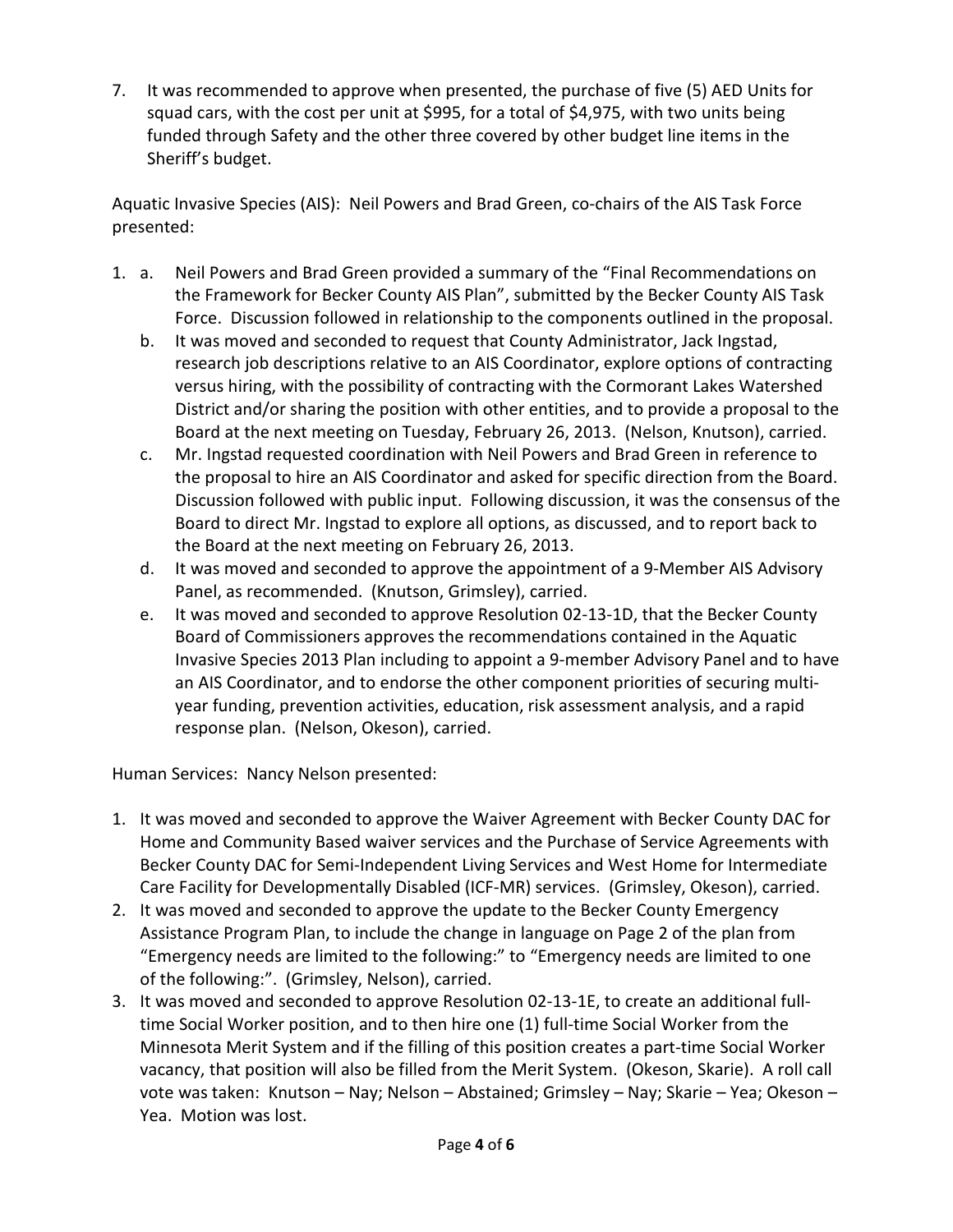7. It was recommended to approve when presented, the purchase of five (5) AED Units for squad cars, with the cost per unit at $995, for a total of $4,975, with two units being funded through Safety and the other three covered by other budget line items in the Sheriff's budget.

Aquatic Invasive Species (AIS): Neil Powers and Brad Green, co-chairs of the AIS Task Force presented:

1. a. Neil Powers and Brad Green provided a summary of the "Final Recommendations on the Framework for Becker County AIS Plan", submitted by the Becker County AIS Task Force. Discussion followed in relationship to the components outlined in the proposal.
   b. It was moved and seconded to request that County Administrator, Jack Ingstad, research job descriptions relative to an AIS Coordinator, explore options of contracting versus hiring, with the possibility of contracting with the Cormorant Lakes Watershed District and/or sharing the position with other entities, and to provide a proposal to the Board at the next meeting on Tuesday, February 26, 2013. (Nelson, Knutson), carried.
   c. Mr. Ingstad requested coordination with Neil Powers and Brad Green in reference to the proposal to hire an AIS Coordinator and asked for specific direction from the Board. Discussion followed with public input. Following discussion, it was the consensus of the Board to direct Mr. Ingstad to explore all options, as discussed, and to report back to the Board at the next meeting on February 26, 2013.
   d. It was moved and seconded to approve the appointment of a 9-Member AIS Advisory Panel, as recommended. (Knutson, Grimsley), carried.
   e. It was moved and seconded to approve Resolution 02-13-1D, that the Becker County Board of Commissioners approves the recommendations contained in the Aquatic Invasive Species 2013 Plan including to appoint a 9-member Advisory Panel and to have an AIS Coordinator, and to endorse the other component priorities of securing multi-year funding, prevention activities, education, risk assessment analysis, and a rapid response plan. (Nelson, Okeson), carried.

Human Services: Nancy Nelson presented:

1. It was moved and seconded to approve the Waiver Agreement with Becker County DAC for Home and Community Based waiver services and the Purchase of Service Agreements with Becker County DAC for Semi-Independent Living Services and West Home for Intermediate Care Facility for Developmentally Disabled (ICF-MR) services. (Grimsley, Okeson), carried.
2. It was moved and seconded to approve the update to the Becker County Emergency Assistance Program Plan, to include the change in language on Page 2 of the plan from "Emergency needs are limited to the following:" to "Emergency needs are limited to one of the following:". (Grimsley, Nelson), carried.
3. It was moved and seconded to approve Resolution 02-13-1E, to create an additional full-time Social Worker position, and to then hire one (1) full-time Social Worker from the Minnesota Merit System and if the filling of this position creates a part-time Social Worker vacancy, that position will also be filled from the Merit System. (Okeson, Skarie). A roll call vote was taken: Knutson – Nay; Nelson – Abstained; Grimsley – Nay; Skarie – Yea; Okeson – Yea. Motion was lost.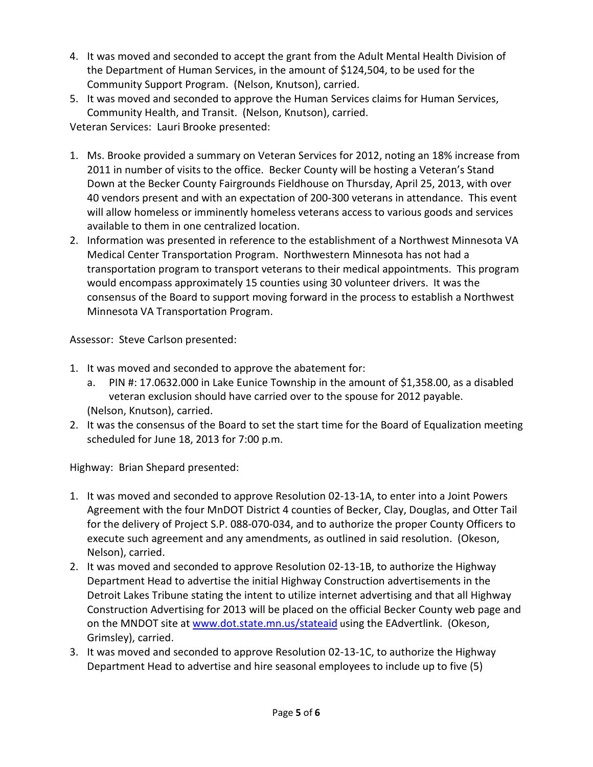4. It was moved and seconded to accept the grant from the Adult Mental Health Division of the Department of Human Services, in the amount of $124,504, to be used for the Community Support Program. (Nelson, Knutson), carried.
5. It was moved and seconded to approve the Human Services claims for Human Services, Community Health, and Transit. (Nelson, Knutson), carried.

Veteran Services: Lauri Brooke presented:

1. Ms. Brooke provided a summary on Veteran Services for 2012, noting an 18% increase from 2011 in number of visits to the office. Becker County will be hosting a Veteran's Stand Down at the Becker County Fairgrounds Fieldhouse on Thursday, April 25, 2013, with over 40 vendors present and with an expectation of 200-300 veterans in attendance. This event will allow homeless or imminently homeless veterans access to various goods and services available to them in one centralized location.
2. Information was presented in reference to the establishment of a Northwest Minnesota VA Medical Center Transportation Program. Northwestern Minnesota has not had a transportation program to transport veterans to their medical appointments. This program would encompass approximately 15 counties using 30 volunteer drivers. It was the consensus of the Board to support moving forward in the process to establish a Northwest Minnesota VA Transportation Program.

Assessor: Steve Carlson presented:

1. It was moved and seconded to approve the abatement for:
   a. PIN #: 17.0632.000 in Lake Eunice Township in the amount of $1,358.00, as a disabled veteran exclusion should have carried over to the spouse for 2012 payable.

   (Nelson, Knutson), carried.
2. It was the consensus of the Board to set the start time for the Board of Equalization meeting scheduled for June 18, 2013 for 7:00 p.m.

Highway: Brian Shepard presented:

1. It was moved and seconded to approve Resolution 02-13-1A, to enter into a Joint Powers Agreement with the four MnDOT District 4 counties of Becker, Clay, Douglas, and Otter Tail for the delivery of Project S.P. 088-070-034, and to authorize the proper County Officers to execute such agreement and any amendments, as outlined in said resolution. (Okeson, Nelson), carried.
2. It was moved and seconded to approve Resolution 02-13-1B, to authorize the Highway Department Head to advertise the initial Highway Construction advertisements in the Detroit Lakes Tribune stating the intent to utilize internet advertising and that all Highway Construction Advertising for 2013 will be placed on the official Becker County web page and on the MNDOT site at www.dot.state.mn.us/stateaid using the EAdvertlink. (Okeson, Grimsley), carried.
3. It was moved and seconded to approve Resolution 02-13-1C, to authorize the Highway Department Head to advertise and hire seasonal employees to include up to five (5)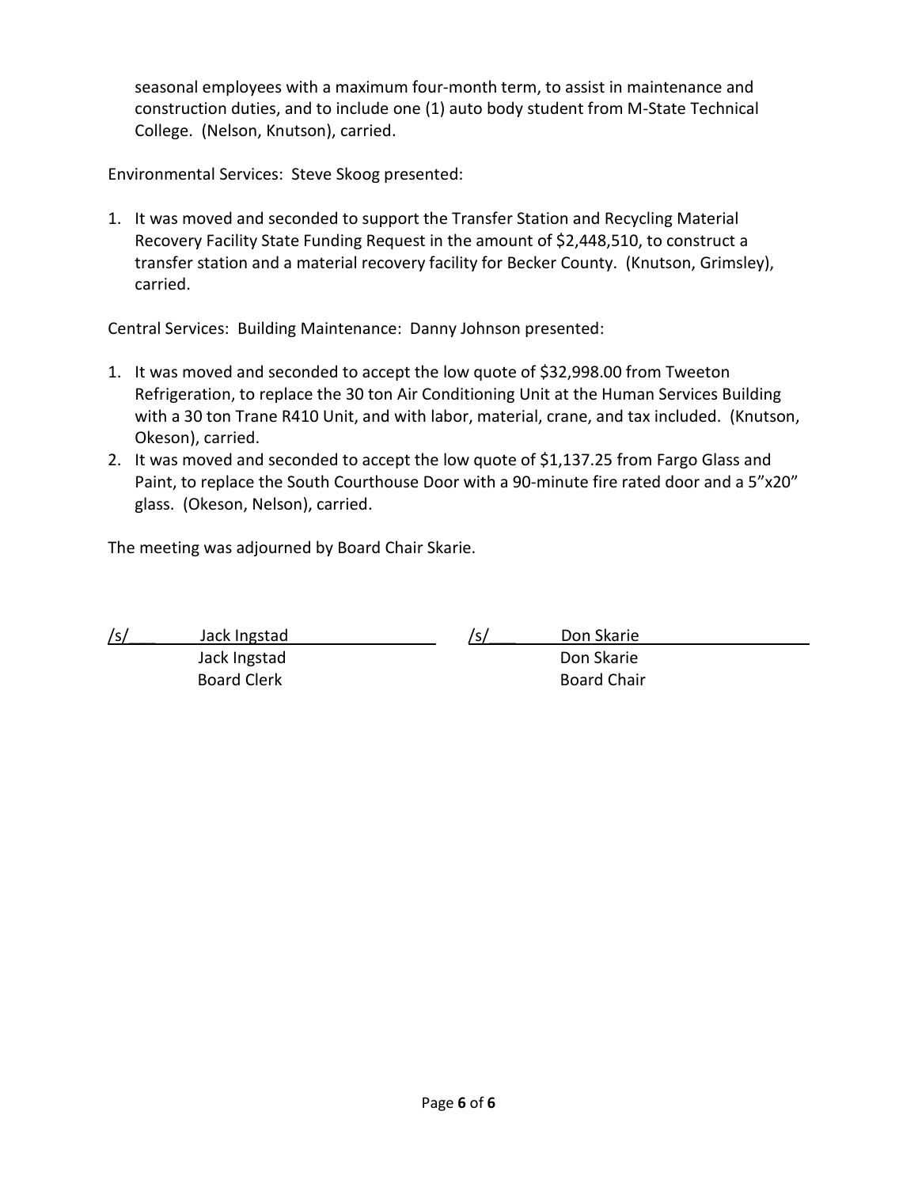seasonal employees with a maximum four-month term, to assist in maintenance and construction duties, and to include one (1) auto body student from M-State Technical College. (Nelson, Knutson), carried.

Environmental Services: Steve Skoog presented:

1. It was moved and seconded to support the Transfer Station and Recycling Material Recovery Facility State Funding Request in the amount of $2,448,510, to construct a transfer station and a material recovery facility for Becker County. (Knutson, Grimsley), carried.

Central Services: Building Maintenance: Danny Johnson presented:

1. It was moved and seconded to accept the low quote of $32,998.00 from Tweeton Refrigeration, to replace the 30 ton Air Conditioning Unit at the Human Services Building with a 30 ton Trane R410 Unit, and with labor, material, crane, and tax included. (Knutson, Okeson), carried.
2. It was moved and seconded to accept the low quote of $1,137.25 from Fargo Glass and Paint, to replace the South Courthouse Door with a 90-minute fire rated door and a 5"x20" glass. (Okeson, Nelson), carried.

The meeting was adjourned by Board Chair Skarie.

/s/___ Jack Ingstad
Jack Ingstad
Board Clerk

/s/___ Don Skarie
Don Skarie
Board Chair